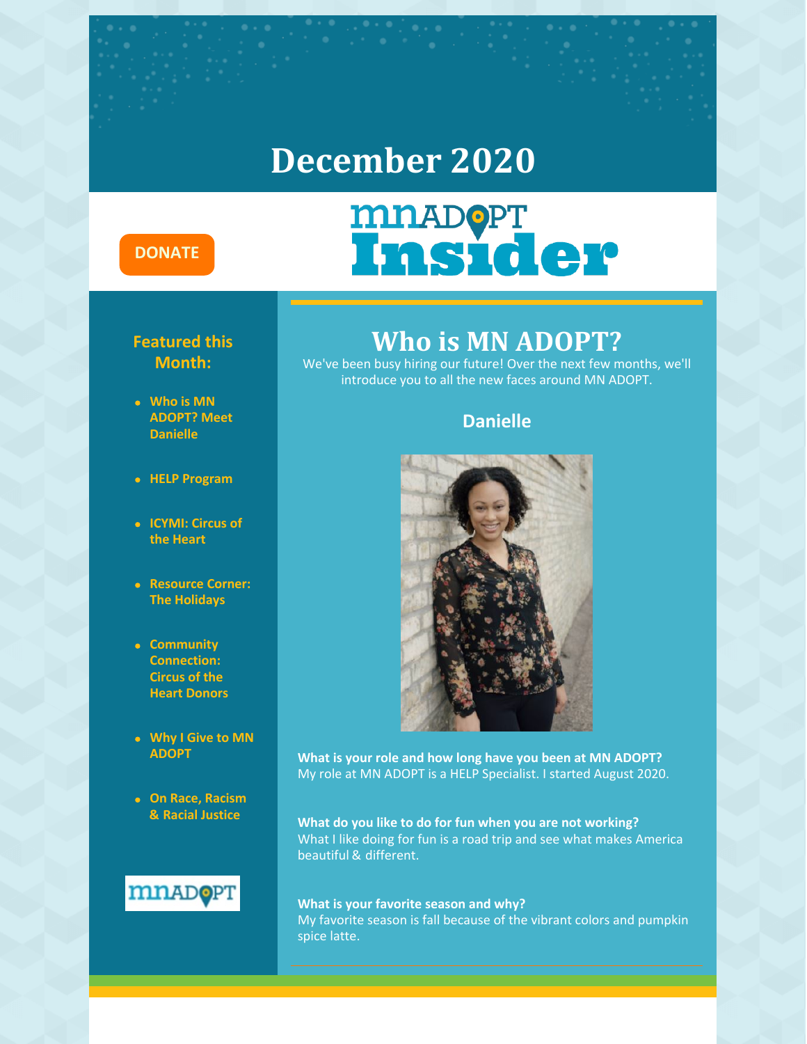# December 2020

DONATE

# mnADOPT Insider

**Featured this Month:**

- Who is MN ADOPT? Meet Danielle
- HELP Program
- ICYMI: Circus of the Heart
- Resource Corner: The Holidays
- Community Connection: Circus of the Heart Donors
- Why I Give to MN ADOPT
- On Race, Racism & Racial Justice

## Who is MN ADOPT?

We've been busy hiring our future! Over the next few months, we'll introduce you to all the new faces around MN ADOPT.

### Danielle

**What is your role and how long have you been at MN ADOPT?**
My role at MN ADOPT is a HELP Specialist. I started August 2020.

**What do you like to do for fun when you are not working?**
What I like doing for fun is a road trip and see what makes America beautiful & different.

**What is your favorite season and why?**
My favorite season is fall because of the vibrant colors and pumpkin spice latte.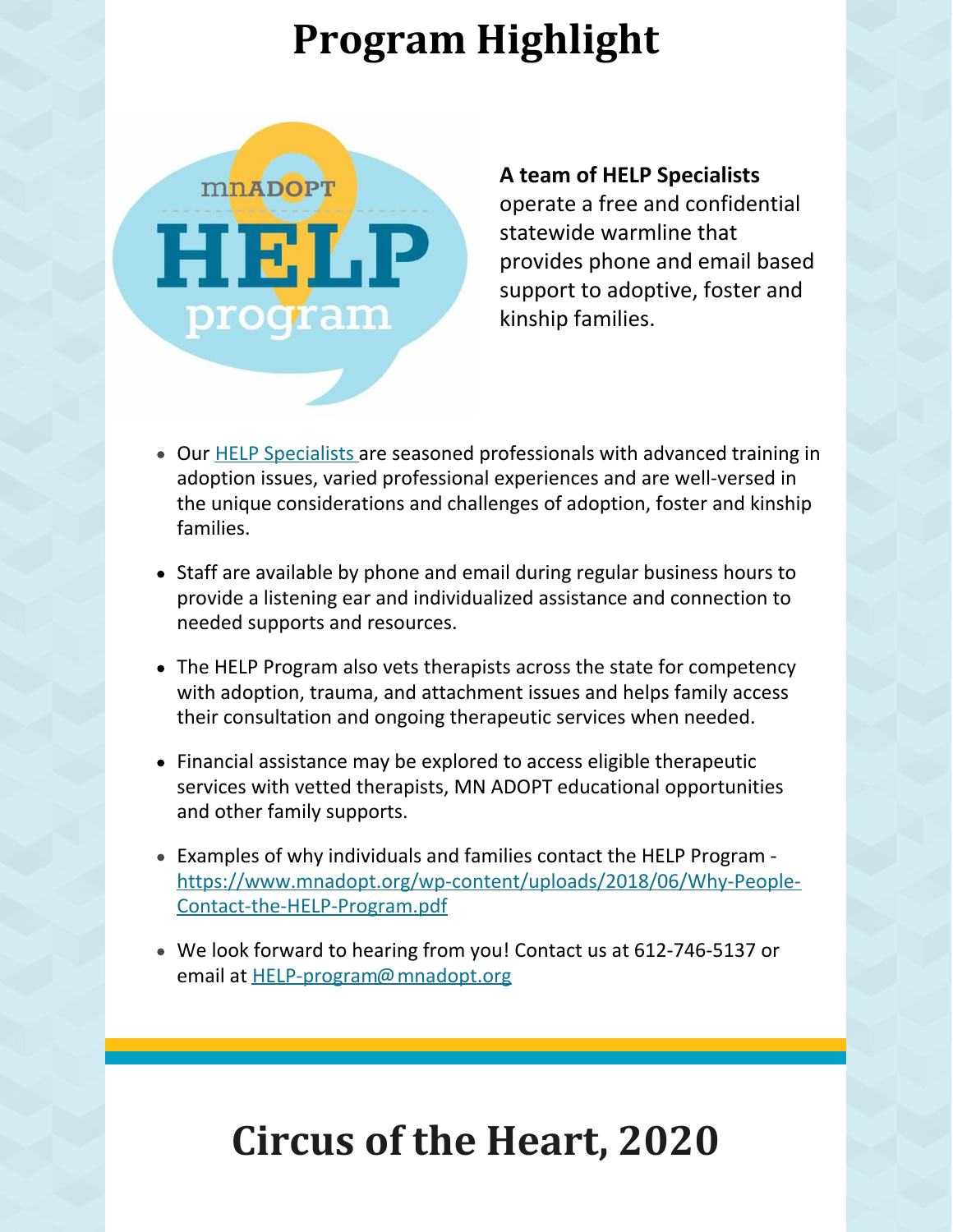# Program Highlight

**A team of HELP Specialists** operate a free and confidential statewide warmline that provides phone and email based support to adoptive, foster and kinship families.

- Our HELP Specialists are seasoned professionals with advanced training in adoption issues, varied professional experiences and are well-versed in the unique considerations and challenges of adoption, foster and kinship families.
- Staff are available by phone and email during regular business hours to provide a listening ear and individualized assistance and connection to needed supports and resources.
- The HELP Program also vets therapists across the state for competency with adoption, trauma, and attachment issues and helps family access their consultation and ongoing therapeutic services when needed.
- Financial assistance may be explored to access eligible therapeutic services with vetted therapists, MN ADOPT educational opportunities and other family supports.
- Examples of why individuals and families contact the HELP Program - https://www.mnadopt.org/wp-content/uploads/2018/06/Why-People-Contact-the-HELP-Program.pdf
- We look forward to hearing from you! Contact us at 612-746-5137 or email at HELP-program@mnadopt.org

# Circus of the Heart, 2020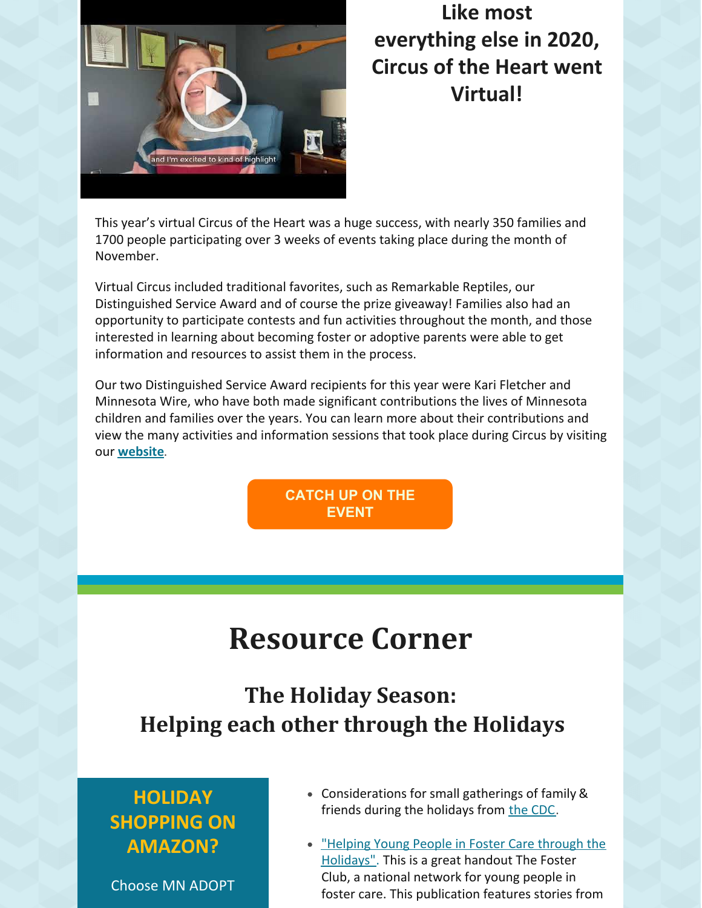## Like most everything else in 2020, Circus of the Heart went Virtual!

This year's virtual Circus of the Heart was a huge success, with nearly 350 families and 1700 people participating over 3 weeks of events taking place during the month of November.

Virtual Circus included traditional favorites, such as Remarkable Reptiles, our Distinguished Service Award and of course the prize giveaway! Families also had an opportunity to participate contests and fun activities throughout the month, and those interested in learning about becoming foster or adoptive parents were able to get information and resources to assist them in the process.

Our two Distinguished Service Award recipients for this year were Kari Fletcher and Minnesota Wire, who have both made significant contributions the lives of Minnesota children and families over the years. You can learn more about their contributions and view the many activities and information sessions that took place during Circus by visiting our **website**.

**CATCH UP ON THE EVENT**

# Resource Corner

## The Holiday Season: Helping each other through the Holidays

**HOLIDAY SHOPPING ON AMAZON?**

Choose MN ADOPT

- Considerations for small gatherings of family & friends during the holidays from the CDC.
- "Helping Young People in Foster Care through the Holidays". This is a great handout The Foster Club, a national network for young people in foster care. This publication features stories from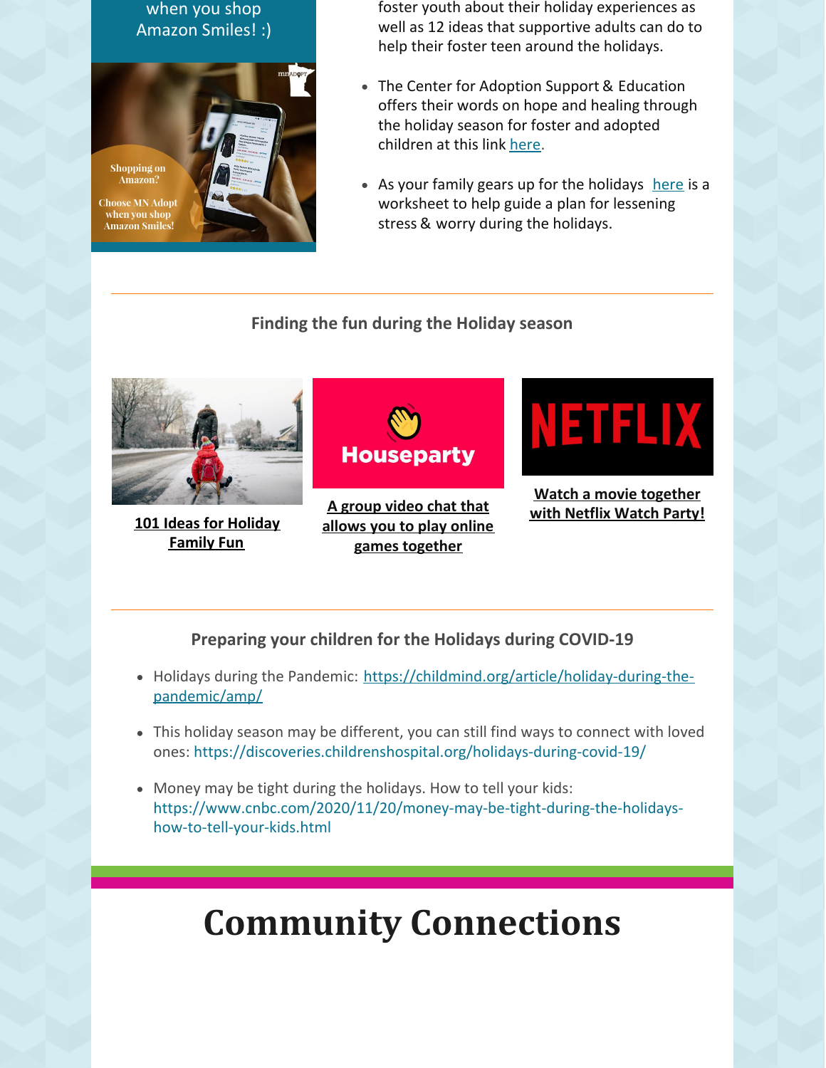when you shop Amazon Smiles! :)

Shopping on Amazon?

Choose MN Adopt when you shop Amazon Smiles!

foster youth about their holiday experiences as well as 12 ideas that supportive adults can do to help their foster teen around the holidays.

- The Center for Adoption Support & Education offers their words on hope and healing through the holiday season for foster and adopted children at this link here.
- As your family gears up for the holidays here is a worksheet to help guide a plan for lessening stress & worry during the holidays.

### Finding the fun during the Holiday season

**101 Ideas for Holiday Family Fun**

**A group video chat that allows you to play online games together**

**Watch a movie together with Netflix Watch Party!**

### Preparing your children for the Holidays during COVID-19

- Holidays during the Pandemic: https://childmind.org/article/holiday-during-the-pandemic/amp/
- This holiday season may be different, you can still find ways to connect with loved ones: https://discoveries.childrenshospital.org/holidays-during-covid-19/
- Money may be tight during the holidays. How to tell your kids: https://www.cnbc.com/2020/11/20/money-may-be-tight-during-the-holidays-how-to-tell-your-kids.html

# Community Connections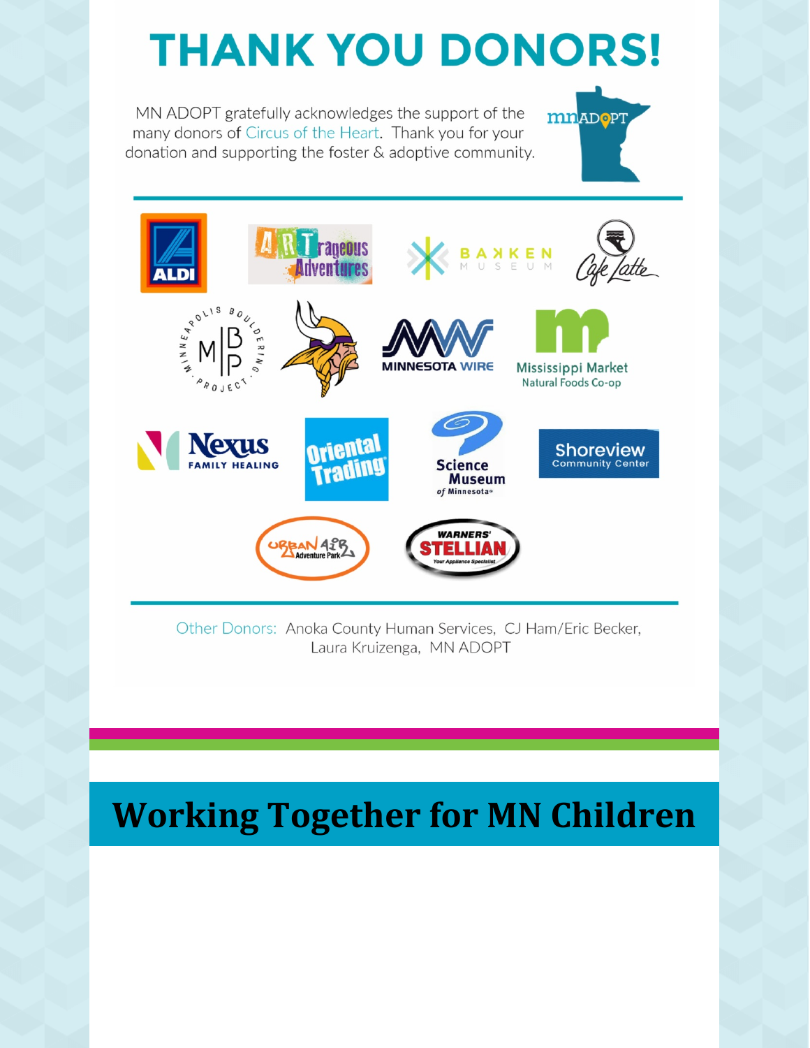# THANK YOU DONORS!

MN ADOPT gratefully acknowledges the support of the many donors of Circus of the Heart. Thank you for your donation and supporting the foster & adoptive community.

Other Donors: Anoka County Human Services, CJ Ham/Eric Becker, Laura Kruizenga, MN ADOPT

# Working Together for MN Children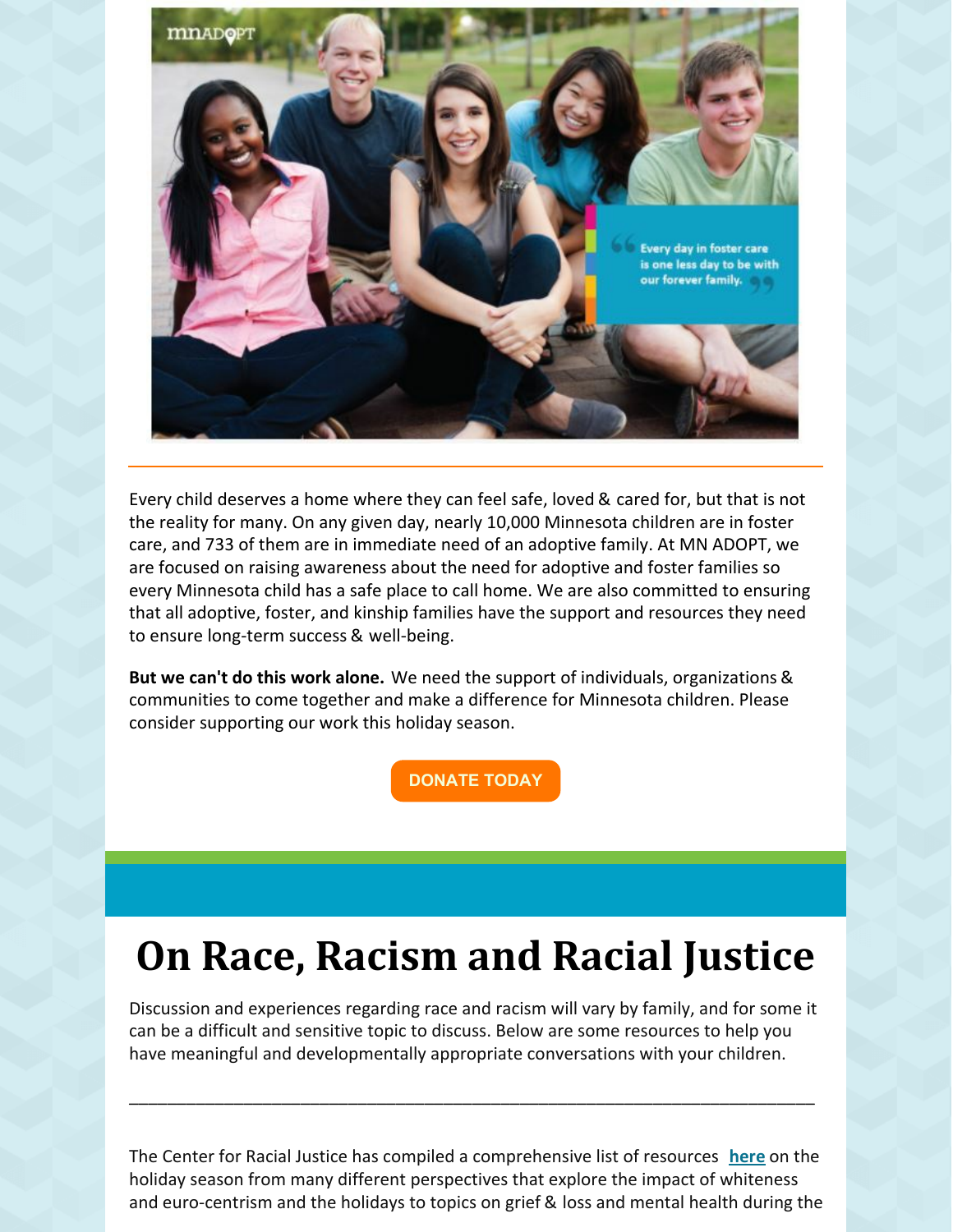Every child deserves a home where they can feel safe, loved & cared for, but that is not the reality for many. On any given day, nearly 10,000 Minnesota children are in foster care, and 733 of them are in immediate need of an adoptive family. At MN ADOPT, we are focused on raising awareness about the need for adoptive and foster families so every Minnesota child has a safe place to call home. We are also committed to ensuring that all adoptive, foster, and kinship families have the support and resources they need to ensure long-term success & well-being.

**But we can't do this work alone.** We need the support of individuals, organizations & communities to come together and make a difference for Minnesota children. Please consider supporting our work this holiday season.

**DONATE TODAY**

# On Race, Racism and Racial Justice

Discussion and experiences regarding race and racism will vary by family, and for some it can be a difficult and sensitive topic to discuss. Below are some resources to help you have meaningful and developmentally appropriate conversations with your children.

---

The Center for Racial Justice has compiled a comprehensive list of resources **here** on the holiday season from many different perspectives that explore the impact of whiteness and euro-centrism and the holidays to topics on grief & loss and mental health during the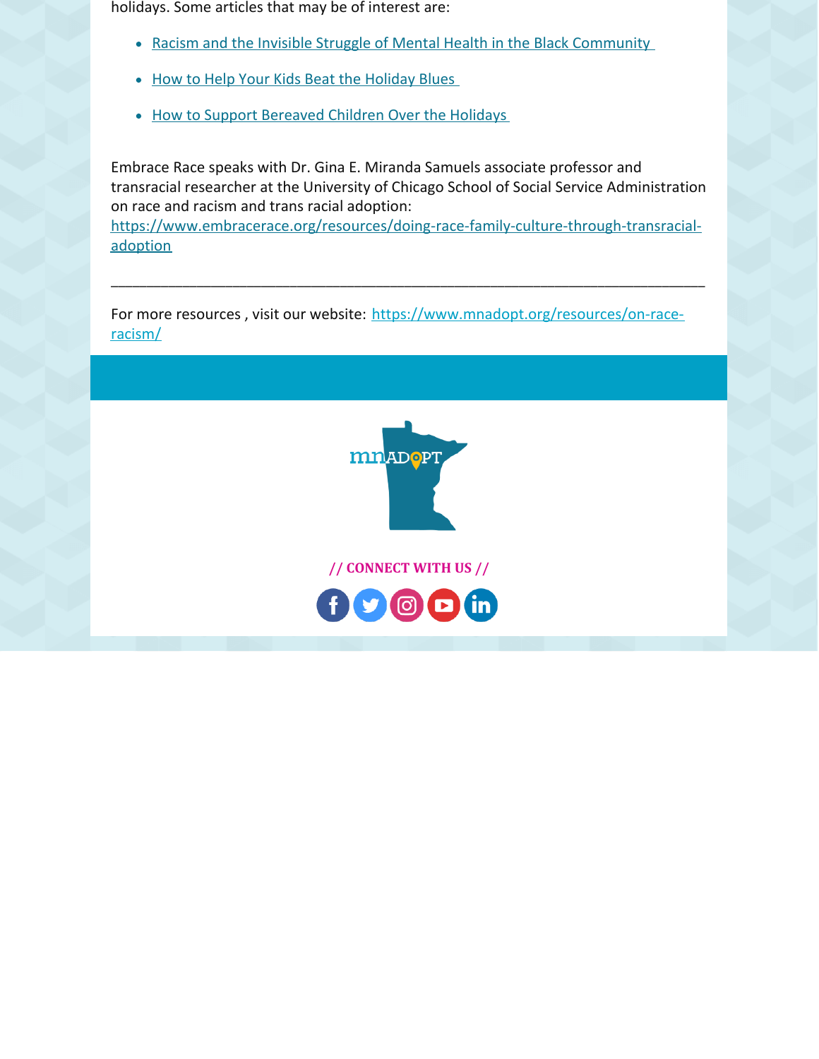holidays. Some articles that may be of interest are:

- Racism and the Invisible Struggle of Mental Health in the Black Community
- How to Help Your Kids Beat the Holiday Blues
- How to Support Bereaved Children Over the Holidays

Embrace Race speaks with Dr. Gina E. Miranda Samuels associate professor and transracial researcher at the University of Chicago School of Social Service Administration on race and racism and trans racial adoption: https://www.embracerace.org/resources/doing-race-family-culture-through-transracial-adoption

---

For more resources , visit our website: https://www.mnadopt.org/resources/on-race-racism/

mnADOPT

// CONNECT WITH US //